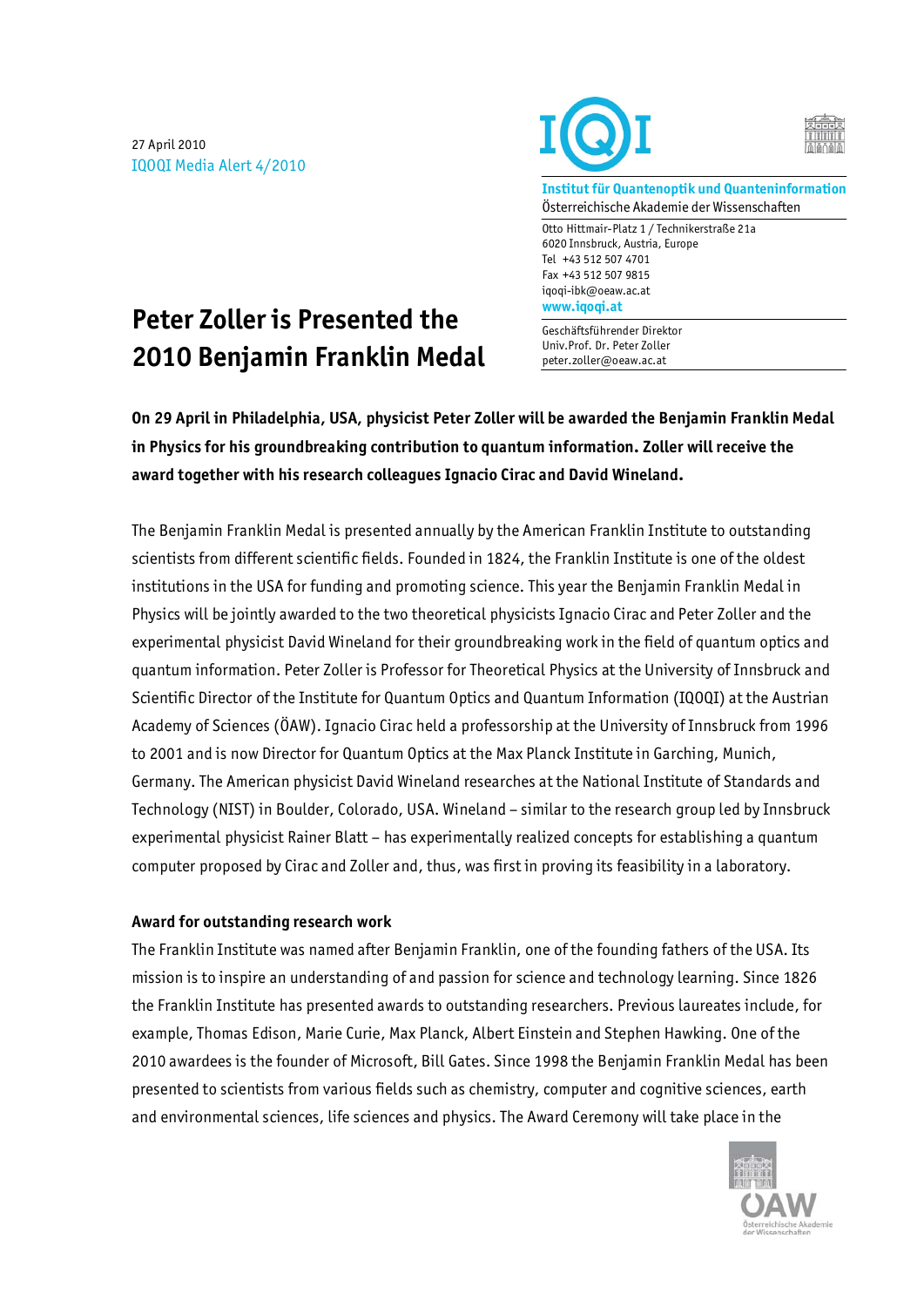27 April 2010
IQOQI Media Alert 4/2010

**Institut für Quantenoptik und Quanteninformation**
Österreichische Akademie der Wissenschaften

Otto Hittmair-Platz 1 / Technikerstraße 21a
6020 Innsbruck, Austria, Europe
Tel +43 512 507 4701
Fax +43 512 507 9815
iqoqi-ibk@oeaw.ac.at
**www.iqoqi.at**

Geschäftsführender Direktor
Univ.Prof. Dr. Peter Zoller
peter.zoller@oeaw.ac.at

# Peter Zoller is Presented the 2010 Benjamin Franklin Medal

**On 29 April in Philadelphia, USA, physicist Peter Zoller will be awarded the Benjamin Franklin Medal in Physics for his groundbreaking contribution to quantum information. Zoller will receive the award together with his research colleagues Ignacio Cirac and David Wineland.**

The Benjamin Franklin Medal is presented annually by the American Franklin Institute to outstanding scientists from different scientific fields. Founded in 1824, the Franklin Institute is one of the oldest institutions in the USA for funding and promoting science. This year the Benjamin Franklin Medal in Physics will be jointly awarded to the two theoretical physicists Ignacio Cirac and Peter Zoller and the experimental physicist David Wineland for their groundbreaking work in the field of quantum optics and quantum information. Peter Zoller is Professor for Theoretical Physics at the University of Innsbruck and Scientific Director of the Institute for Quantum Optics and Quantum Information (IQOQI) at the Austrian Academy of Sciences (ÖAW). Ignacio Cirac held a professorship at the University of Innsbruck from 1996 to 2001 and is now Director for Quantum Optics at the Max Planck Institute in Garching, Munich, Germany. The American physicist David Wineland researches at the National Institute of Standards and Technology (NIST) in Boulder, Colorado, USA. Wineland – similar to the research group led by Innsbruck experimental physicist Rainer Blatt – has experimentally realized concepts for establishing a quantum computer proposed by Cirac and Zoller and, thus, was first in proving its feasibility in a laboratory.

## Award for outstanding research work

The Franklin Institute was named after Benjamin Franklin, one of the founding fathers of the USA. Its mission is to inspire an understanding of and passion for science and technology learning. Since 1826 the Franklin Institute has presented awards to outstanding researchers. Previous laureates include, for example, Thomas Edison, Marie Curie, Max Planck, Albert Einstein and Stephen Hawking. One of the 2010 awardees is the founder of Microsoft, Bill Gates. Since 1998 the Benjamin Franklin Medal has been presented to scientists from various fields such as chemistry, computer and cognitive sciences, earth and environmental sciences, life sciences and physics. The Award Ceremony will take place in the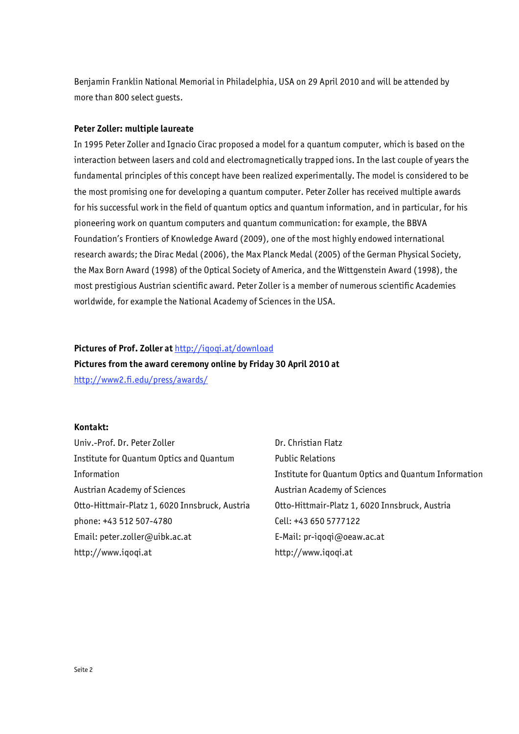Benjamin Franklin National Memorial in Philadelphia, USA on 29 April 2010 and will be attended by more than 800 select guests.

**Peter Zoller: multiple laureate**

In 1995 Peter Zoller and Ignacio Cirac proposed a model for a quantum computer, which is based on the interaction between lasers and cold and electromagnetically trapped ions. In the last couple of years the fundamental principles of this concept have been realized experimentally. The model is considered to be the most promising one for developing a quantum computer. Peter Zoller has received multiple awards for his successful work in the field of quantum optics and quantum information, and in particular, for his pioneering work on quantum computers and quantum communication: for example, the BBVA Foundation's Frontiers of Knowledge Award (2009), one of the most highly endowed international research awards; the Dirac Medal (2006), the Max Planck Medal (2005) of the German Physical Society, the Max Born Award (1998) of the Optical Society of America, and the Wittgenstein Award (1998), the most prestigious Austrian scientific award. Peter Zoller is a member of numerous scientific Academies worldwide, for example the National Academy of Sciences in the USA.

**Pictures of Prof. Zoller at** http://iqoqi.at/download

**Pictures from the award ceremony online by Friday 30 April 2010 at**

http://www2.fi.edu/press/awards/

**Kontakt:**

Univ.-Prof. Dr. Peter Zoller
Institute for Quantum Optics and Quantum Information
Austrian Academy of Sciences
Otto-Hittmair-Platz 1, 6020 Innsbruck, Austria
phone: +43 512 507-4780
Email: peter.zoller@uibk.ac.at
http://www.iqoqi.at

Dr. Christian Flatz
Public Relations
Institute for Quantum Optics and Quantum Information
Austrian Academy of Sciences
Otto-Hittmair-Platz 1, 6020 Innsbruck, Austria
Cell: +43 650 5777122
E-Mail: pr-iqoqi@oeaw.ac.at
http://www.iqoqi.at